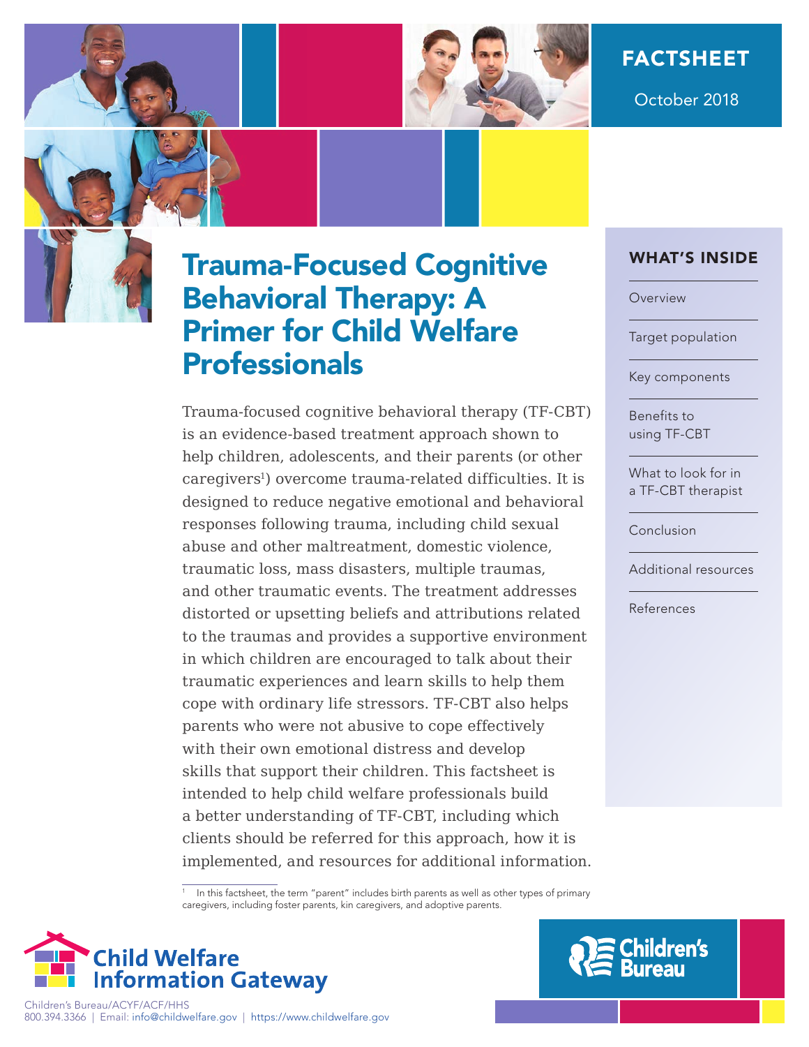FACTSHEET

October 2018

# Trauma-Focused Cognitive Behavioral Therapy: A Primer for Child Welfare Professionals

Trauma-focused cognitive behavioral therapy (TF-CBT) is an evidence-based treatment approach shown to help children, adolescents, and their parents (or other caregivers[1]) overcome trauma-related difficulties. It is designed to reduce negative emotional and behavioral responses following trauma, including child sexual abuse and other maltreatment, domestic violence, traumatic loss, mass disasters, multiple traumas, and other traumatic events. The treatment addresses distorted or upsetting beliefs and attributions related to the traumas and provides a supportive environment in which children are encouraged to talk about their traumatic experiences and learn skills to help them cope with ordinary life stressors. TF-CBT also helps parents who were not abusive to cope effectively with their own emotional distress and develop skills that support their children. This factsheet is intended to help child welfare professionals build a better understanding of TF-CBT, including which clients should be referred for this approach, how it is implemented, and resources for additional information.

## WHAT'S INSIDE

- Overview
- Target population
- Key components
- Benefits to using TF-CBT
- What to look for in a TF-CBT therapist
- Conclusion
- Additional resources
- References

[1] In this factsheet, the term "parent" includes birth parents as well as other types of primary caregivers, including foster parents, kin caregivers, and adoptive parents.

Child Welfare Information Gateway

Children's Bureau/ACYF/ACF/HHS
800.394.3366 | Email: info@childwelfare.gov | https://www.childwelfare.gov

Children's Bureau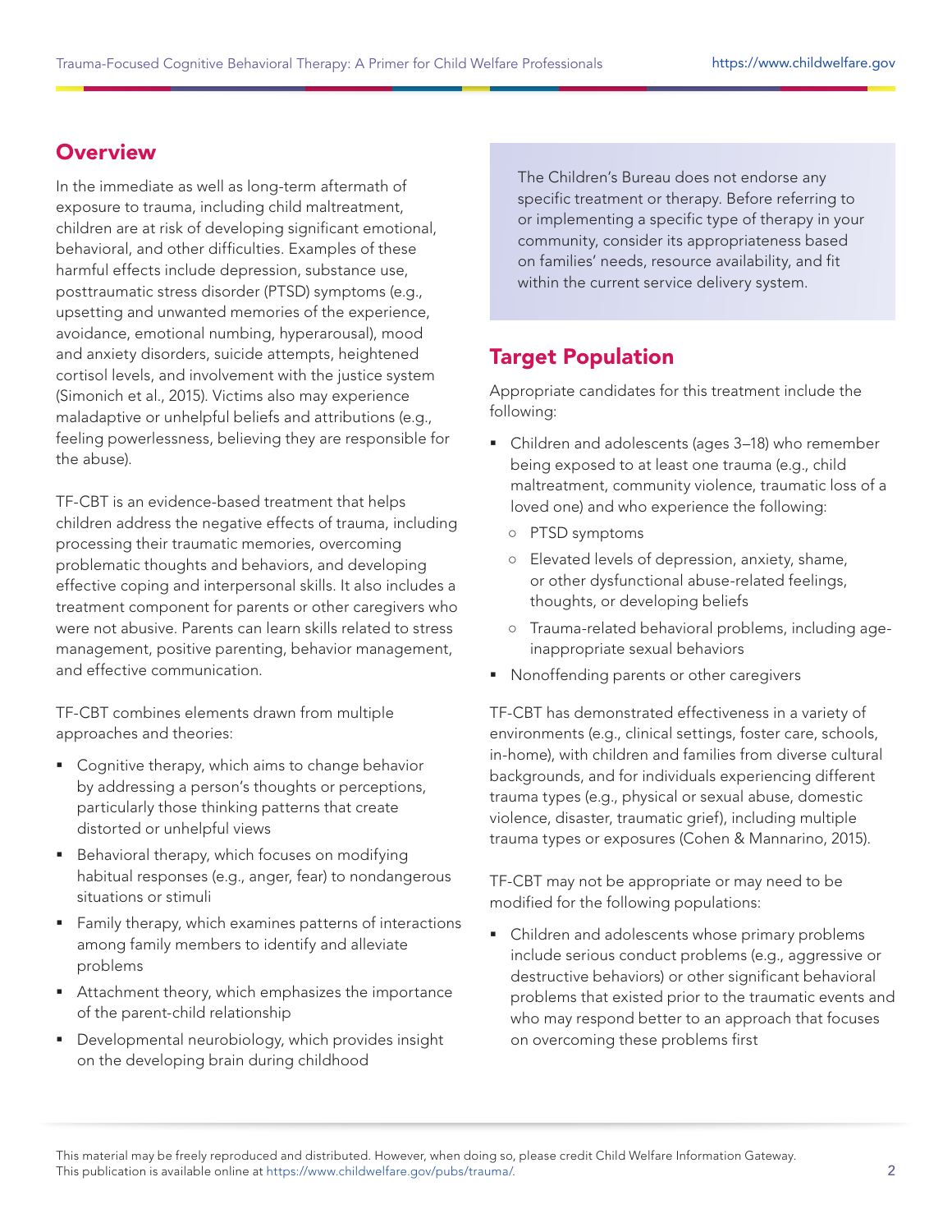## Overview

In the immediate as well as long-term aftermath of exposure to trauma, including child maltreatment, children are at risk of developing significant emotional, behavioral, and other difficulties. Examples of these harmful effects include depression, substance use, posttraumatic stress disorder (PTSD) symptoms (e.g., upsetting and unwanted memories of the experience, avoidance, emotional numbing, hyperarousal), mood and anxiety disorders, suicide attempts, heightened cortisol levels, and involvement with the justice system (Simonich et al., 2015). Victims also may experience maladaptive or unhelpful beliefs and attributions (e.g., feeling powerlessness, believing they are responsible for the abuse).

TF-CBT is an evidence-based treatment that helps children address the negative effects of trauma, including processing their traumatic memories, overcoming problematic thoughts and behaviors, and developing effective coping and interpersonal skills. It also includes a treatment component for parents or other caregivers who were not abusive. Parents can learn skills related to stress management, positive parenting, behavior management, and effective communication.

TF-CBT combines elements drawn from multiple approaches and theories:

- Cognitive therapy, which aims to change behavior by addressing a person's thoughts or perceptions, particularly those thinking patterns that create distorted or unhelpful views
- Behavioral therapy, which focuses on modifying habitual responses (e.g., anger, fear) to nondangerous situations or stimuli
- Family therapy, which examines patterns of interactions among family members to identify and alleviate problems
- Attachment theory, which emphasizes the importance of the parent-child relationship
- Developmental neurobiology, which provides insight on the developing brain during childhood

The Children's Bureau does not endorse any specific treatment or therapy. Before referring to or implementing a specific type of therapy in your community, consider its appropriateness based on families' needs, resource availability, and fit within the current service delivery system.

## Target Population

Appropriate candidates for this treatment include the following:

- Children and adolescents (ages 3–18) who remember being exposed to at least one trauma (e.g., child maltreatment, community violence, traumatic loss of a loved one) and who experience the following:
  - PTSD symptoms
  - Elevated levels of depression, anxiety, shame, or other dysfunctional abuse-related feelings, thoughts, or developing beliefs
  - Trauma-related behavioral problems, including age-inappropriate sexual behaviors
- Nonoffending parents or other caregivers

TF-CBT has demonstrated effectiveness in a variety of environments (e.g., clinical settings, foster care, schools, in-home), with children and families from diverse cultural backgrounds, and for individuals experiencing different trauma types (e.g., physical or sexual abuse, domestic violence, disaster, traumatic grief), including multiple trauma types or exposures (Cohen & Mannarino, 2015).

TF-CBT may not be appropriate or may need to be modified for the following populations:

- Children and adolescents whose primary problems include serious conduct problems (e.g., aggressive or destructive behaviors) or other significant behavioral problems that existed prior to the traumatic events and who may respond better to an approach that focuses on overcoming these problems first

This material may be freely reproduced and distributed. However, when doing so, please credit Child Welfare Information Gateway. This publication is available online at https://www.childwelfare.gov/pubs/trauma/.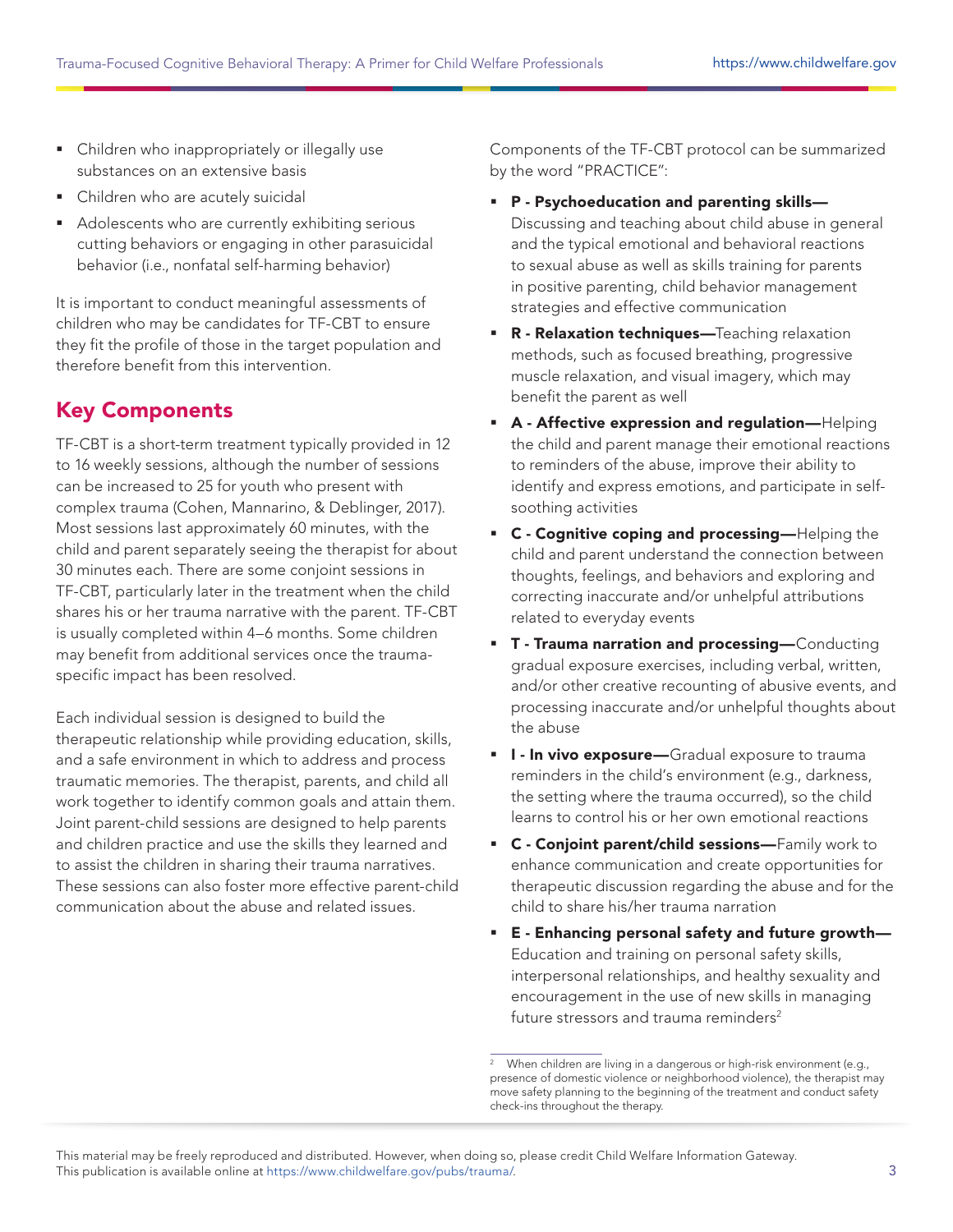- Children who inappropriately or illegally use substances on an extensive basis
- Children who are acutely suicidal
- Adolescents who are currently exhibiting serious cutting behaviors or engaging in other parasuicidal behavior (i.e., nonfatal self-harming behavior)

It is important to conduct meaningful assessments of children who may be candidates for TF-CBT to ensure they fit the profile of those in the target population and therefore benefit from this intervention.

## Key Components

TF-CBT is a short-term treatment typically provided in 12 to 16 weekly sessions, although the number of sessions can be increased to 25 for youth who present with complex trauma (Cohen, Mannarino, & Deblinger, 2017). Most sessions last approximately 60 minutes, with the child and parent separately seeing the therapist for about 30 minutes each. There are some conjoint sessions in TF-CBT, particularly later in the treatment when the child shares his or her trauma narrative with the parent. TF-CBT is usually completed within 4–6 months. Some children may benefit from additional services once the trauma-specific impact has been resolved.

Each individual session is designed to build the therapeutic relationship while providing education, skills, and a safe environment in which to address and process traumatic memories. The therapist, parents, and child all work together to identify common goals and attain them. Joint parent-child sessions are designed to help parents and children practice and use the skills they learned and to assist the children in sharing their trauma narratives. These sessions can also foster more effective parent-child communication about the abuse and related issues.

Components of the TF-CBT protocol can be summarized by the word "PRACTICE":

- **P - Psychoeducation and parenting skills—**Discussing and teaching about child abuse in general and the typical emotional and behavioral reactions to sexual abuse as well as skills training for parents in positive parenting, child behavior management strategies and effective communication
- **R - Relaxation techniques—**Teaching relaxation methods, such as focused breathing, progressive muscle relaxation, and visual imagery, which may benefit the parent as well
- **A - Affective expression and regulation—**Helping the child and parent manage their emotional reactions to reminders of the abuse, improve their ability to identify and express emotions, and participate in self-soothing activities
- **C - Cognitive coping and processing—**Helping the child and parent understand the connection between thoughts, feelings, and behaviors and exploring and correcting inaccurate and/or unhelpful attributions related to everyday events
- **T - Trauma narration and processing—**Conducting gradual exposure exercises, including verbal, written, and/or other creative recounting of abusive events, and processing inaccurate and/or unhelpful thoughts about the abuse
- **I - In vivo exposure—**Gradual exposure to trauma reminders in the child's environment (e.g., darkness, the setting where the trauma occurred), so the child learns to control his or her own emotional reactions
- **C - Conjoint parent/child sessions—**Family work to enhance communication and create opportunities for therapeutic discussion regarding the abuse and for the child to share his/her trauma narration
- **E - Enhancing personal safety and future growth—**Education and training on personal safety skills, interpersonal relationships, and healthy sexuality and encouragement in the use of new skills in managing future stressors and trauma reminders[2]

[2] When children are living in a dangerous or high-risk environment (e.g., presence of domestic violence or neighborhood violence), the therapist may move safety planning to the beginning of the treatment and conduct safety check-ins throughout the therapy.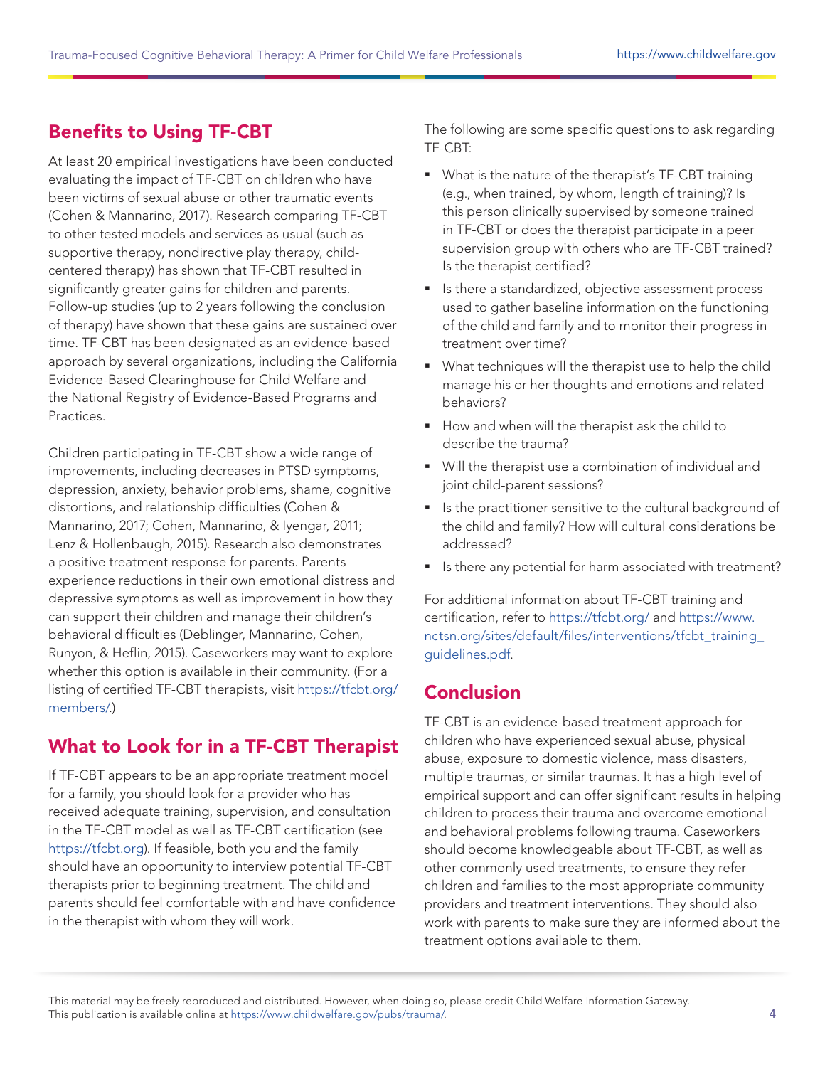## Benefits to Using TF-CBT

At least 20 empirical investigations have been conducted evaluating the impact of TF-CBT on children who have been victims of sexual abuse or other traumatic events (Cohen & Mannarino, 2017). Research comparing TF-CBT to other tested models and services as usual (such as supportive therapy, nondirective play therapy, child-centered therapy) has shown that TF-CBT resulted in significantly greater gains for children and parents. Follow-up studies (up to 2 years following the conclusion of therapy) have shown that these gains are sustained over time. TF-CBT has been designated as an evidence-based approach by several organizations, including the California Evidence-Based Clearinghouse for Child Welfare and the National Registry of Evidence-Based Programs and Practices.

Children participating in TF-CBT show a wide range of improvements, including decreases in PTSD symptoms, depression, anxiety, behavior problems, shame, cognitive distortions, and relationship difficulties (Cohen & Mannarino, 2017; Cohen, Mannarino, & Iyengar, 2011; Lenz & Hollenbaugh, 2015). Research also demonstrates a positive treatment response for parents. Parents experience reductions in their own emotional distress and depressive symptoms as well as improvement in how they can support their children and manage their children's behavioral difficulties (Deblinger, Mannarino, Cohen, Runyon, & Heflin, 2015). Caseworkers may want to explore whether this option is available in their community. (For a listing of certified TF-CBT therapists, visit https://tfcbt.org/members/.)

## What to Look for in a TF-CBT Therapist

If TF-CBT appears to be an appropriate treatment model for a family, you should look for a provider who has received adequate training, supervision, and consultation in the TF-CBT model as well as TF-CBT certification (see https://tfcbt.org). If feasible, both you and the family should have an opportunity to interview potential TF-CBT therapists prior to beginning treatment. The child and parents should feel comfortable with and have confidence in the therapist with whom they will work.

The following are some specific questions to ask regarding TF-CBT:

- What is the nature of the therapist's TF-CBT training (e.g., when trained, by whom, length of training)? Is this person clinically supervised by someone trained in TF-CBT or does the therapist participate in a peer supervision group with others who are TF-CBT trained? Is the therapist certified?
- Is there a standardized, objective assessment process used to gather baseline information on the functioning of the child and family and to monitor their progress in treatment over time?
- What techniques will the therapist use to help the child manage his or her thoughts and emotions and related behaviors?
- How and when will the therapist ask the child to describe the trauma?
- Will the therapist use a combination of individual and joint child-parent sessions?
- Is the practitioner sensitive to the cultural background of the child and family? How will cultural considerations be addressed?
- Is there any potential for harm associated with treatment?

For additional information about TF-CBT training and certification, refer to https://tfcbt.org/ and https://www.nctsn.org/sites/default/files/interventions/tfcbt_training_guidelines.pdf.

## Conclusion

TF-CBT is an evidence-based treatment approach for children who have experienced sexual abuse, physical abuse, exposure to domestic violence, mass disasters, multiple traumas, or similar traumas. It has a high level of empirical support and can offer significant results in helping children to process their trauma and overcome emotional and behavioral problems following trauma. Caseworkers should become knowledgeable about TF-CBT, as well as other commonly used treatments, to ensure they refer children and families to the most appropriate community providers and treatment interventions. They should also work with parents to make sure they are informed about the treatment options available to them.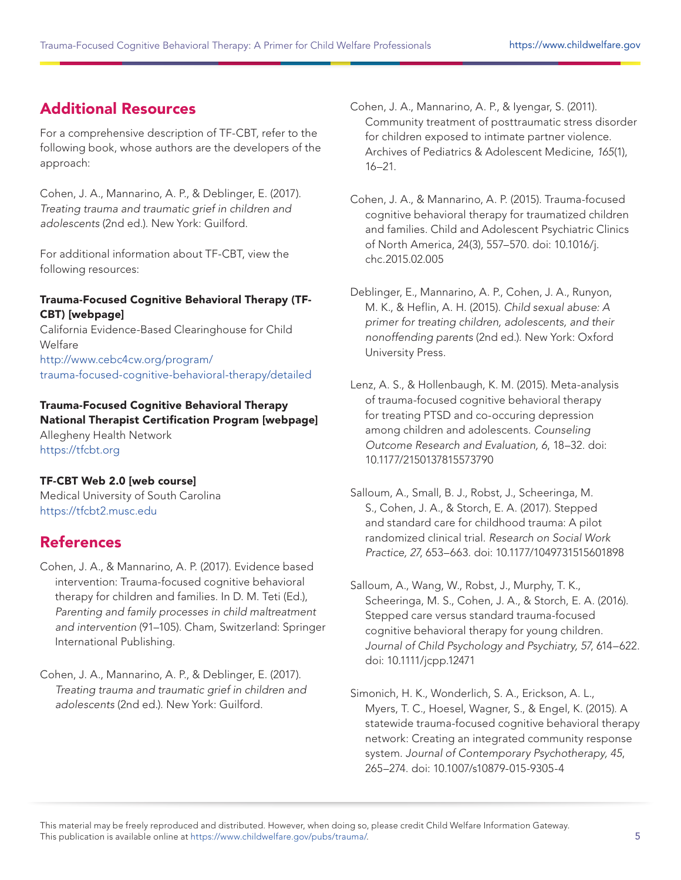## Additional Resources

For a comprehensive description of TF-CBT, refer to the following book, whose authors are the developers of the approach:

Cohen, J. A., Mannarino, A. P., & Deblinger, E. (2017). *Treating trauma and traumatic grief in children and adolescents* (2nd ed.). New York: Guilford.

For additional information about TF-CBT, view the following resources:

**Trauma-Focused Cognitive Behavioral Therapy (TF-CBT) [webpage]**
California Evidence-Based Clearinghouse for Child Welfare
http://www.cebc4cw.org/program/trauma-focused-cognitive-behavioral-therapy/detailed

**Trauma-Focused Cognitive Behavioral Therapy National Therapist Certification Program [webpage]**
Allegheny Health Network
https://tfcbt.org

**TF-CBT Web 2.0 [web course]**
Medical University of South Carolina
https://tfcbt2.musc.edu

## References

Cohen, J. A., & Mannarino, A. P. (2017). Evidence based intervention: Trauma-focused cognitive behavioral therapy for children and families. In D. M. Teti (Ed.), *Parenting and family processes in child maltreatment and intervention* (91–105). Cham, Switzerland: Springer International Publishing.

Cohen, J. A., Mannarino, A. P., & Deblinger, E. (2017). *Treating trauma and traumatic grief in children and adolescents* (2nd ed.). New York: Guilford.

Cohen, J. A., Mannarino, A. P., & Iyengar, S. (2011). Community treatment of posttraumatic stress disorder for children exposed to intimate partner violence. Archives of Pediatrics & Adolescent Medicine, *165*(1), 16–21.

Cohen, J. A., & Mannarino, A. P. (2015). Trauma-focused cognitive behavioral therapy for traumatized children and families. Child and Adolescent Psychiatric Clinics of North America, 24(3), 557–570. doi: 10.1016/j.chc.2015.02.005

Deblinger, E., Mannarino, A. P., Cohen, J. A., Runyon, M. K., & Heflin, A. H. (2015). *Child sexual abuse: A primer for treating children, adolescents, and their nonoffending parents* (2nd ed.). New York: Oxford University Press.

Lenz, A. S., & Hollenbaugh, K. M. (2015). Meta-analysis of trauma-focused cognitive behavioral therapy for treating PTSD and co-occuring depression among children and adolescents. *Counseling Outcome Research and Evaluation, 6*, 18–32. doi: 10.1177/2150137815573790

Salloum, A., Small, B. J., Robst, J., Scheeringa, M. S., Cohen, J. A., & Storch, E. A. (2017). Stepped and standard care for childhood trauma: A pilot randomized clinical trial. *Research on Social Work Practice, 27*, 653–663. doi: 10.1177/1049731515601898

Salloum, A., Wang, W., Robst, J., Murphy, T. K., Scheeringa, M. S., Cohen, J. A., & Storch, E. A. (2016). Stepped care versus standard trauma-focused cognitive behavioral therapy for young children. *Journal of Child Psychology and Psychiatry, 57*, 614–622. doi: 10.1111/jcpp.12471

Simonich, H. K., Wonderlich, S. A., Erickson, A. L., Myers, T. C., Hoesel, Wagner, S., & Engel, K. (2015). A statewide trauma-focused cognitive behavioral therapy network: Creating an integrated community response system. *Journal of Contemporary Psychotherapy, 45*, 265–274. doi: 10.1007/s10879-015-9305-4

This material may be freely reproduced and distributed. However, when doing so, please credit Child Welfare Information Gateway. This publication is available online at https://www.childwelfare.gov/pubs/trauma/.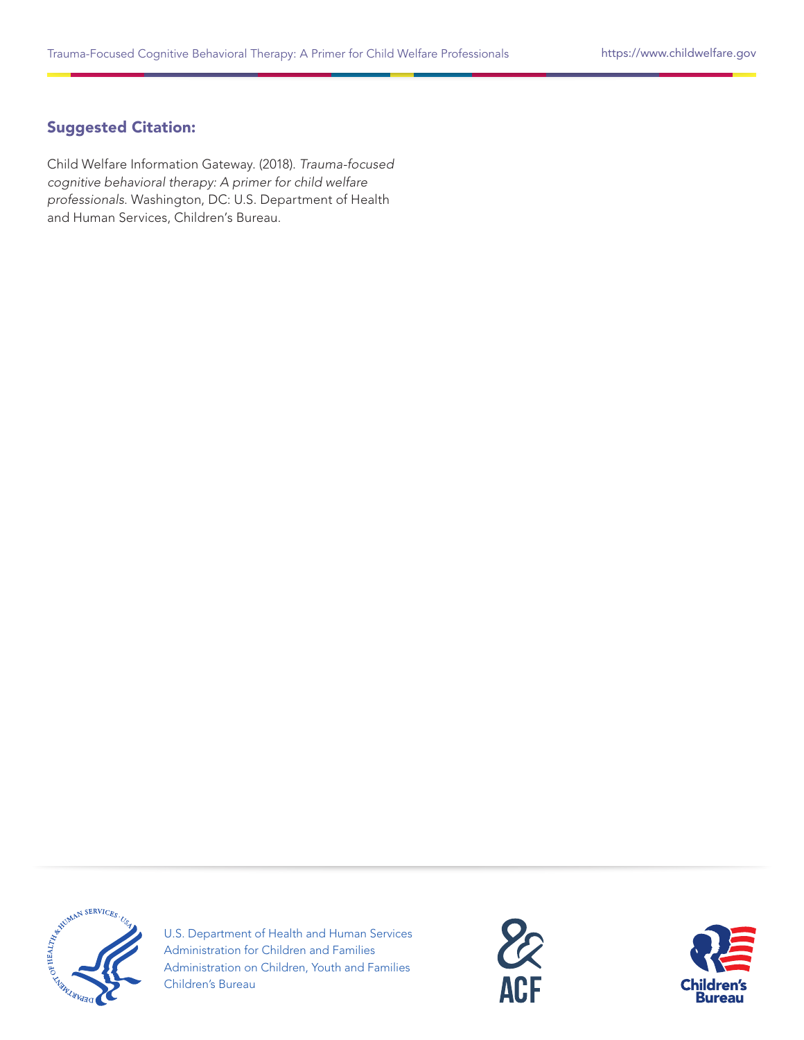## Suggested Citation:

Child Welfare Information Gateway. (2018). *Trauma-focused cognitive behavioral therapy: A primer for child welfare professionals.* Washington, DC: U.S. Department of Health and Human Services, Children's Bureau.

U.S. Department of Health and Human Services
Administration for Children and Families
Administration on Children, Youth and Families
Children's Bureau